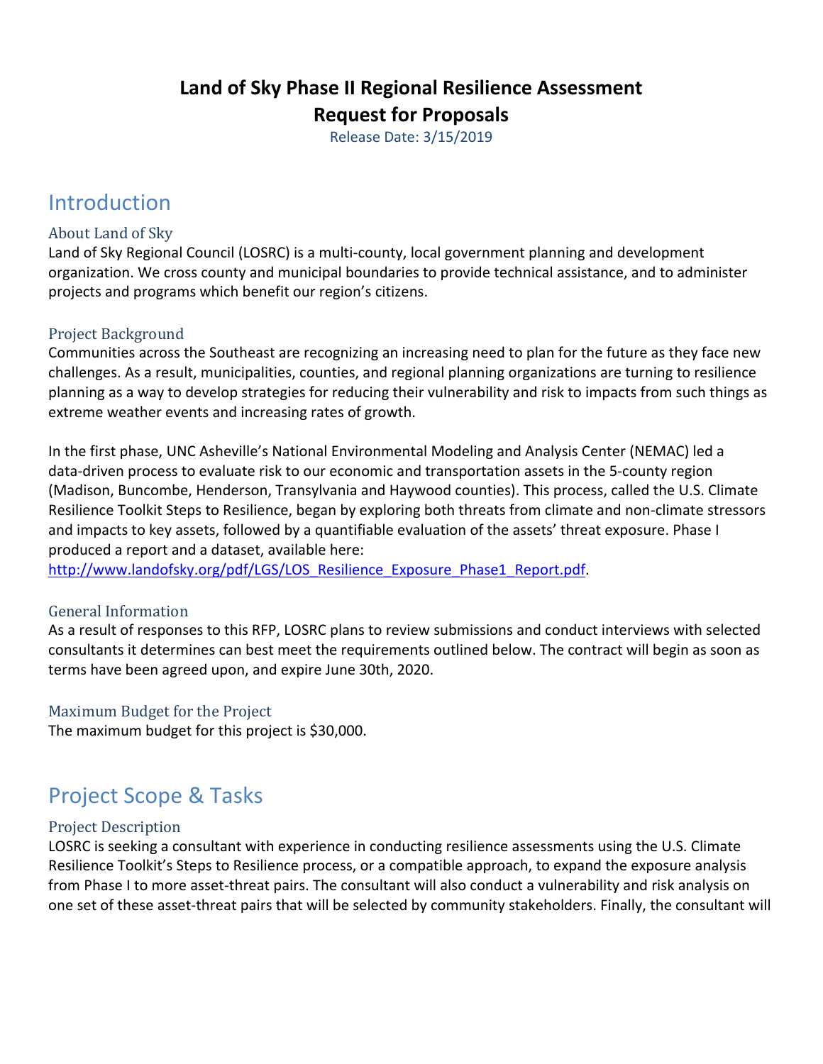# Land of Sky Phase II Regional Resilience Assessment
# Request for Proposals

Release Date: 3/15/2019

## Introduction

### About Land of Sky

Land of Sky Regional Council (LOSRC) is a multi-county, local government planning and development organization. We cross county and municipal boundaries to provide technical assistance, and to administer projects and programs which benefit our region's citizens.

### Project Background

Communities across the Southeast are recognizing an increasing need to plan for the future as they face new challenges. As a result, municipalities, counties, and regional planning organizations are turning to resilience planning as a way to develop strategies for reducing their vulnerability and risk to impacts from such things as extreme weather events and increasing rates of growth.

In the first phase, UNC Asheville's National Environmental Modeling and Analysis Center (NEMAC) led a data-driven process to evaluate risk to our economic and transportation assets in the 5-county region (Madison, Buncombe, Henderson, Transylvania and Haywood counties). This process, called the U.S. Climate Resilience Toolkit Steps to Resilience, began by exploring both threats from climate and non-climate stressors and impacts to key assets, followed by a quantifiable evaluation of the assets' threat exposure. Phase I produced a report and a dataset, available here:
[http://www.landofsky.org/pdf/LGS/LOS_Resilience_Exposure_Phase1_Report.pdf](http://www.landofsky.org/pdf/LGS/LOS_Resilience_Exposure_Phase1_Report.pdf).

### General Information

As a result of responses to this RFP, LOSRC plans to review submissions and conduct interviews with selected consultants it determines can best meet the requirements outlined below. The contract will begin as soon as terms have been agreed upon, and expire June 30th, 2020.

### Maximum Budget for the Project

The maximum budget for this project is $30,000.

## Project Scope & Tasks

### Project Description

LOSRC is seeking a consultant with experience in conducting resilience assessments using the U.S. Climate Resilience Toolkit's Steps to Resilience process, or a compatible approach, to expand the exposure analysis from Phase I to more asset-threat pairs. The consultant will also conduct a vulnerability and risk analysis on one set of these asset-threat pairs that will be selected by community stakeholders. Finally, the consultant will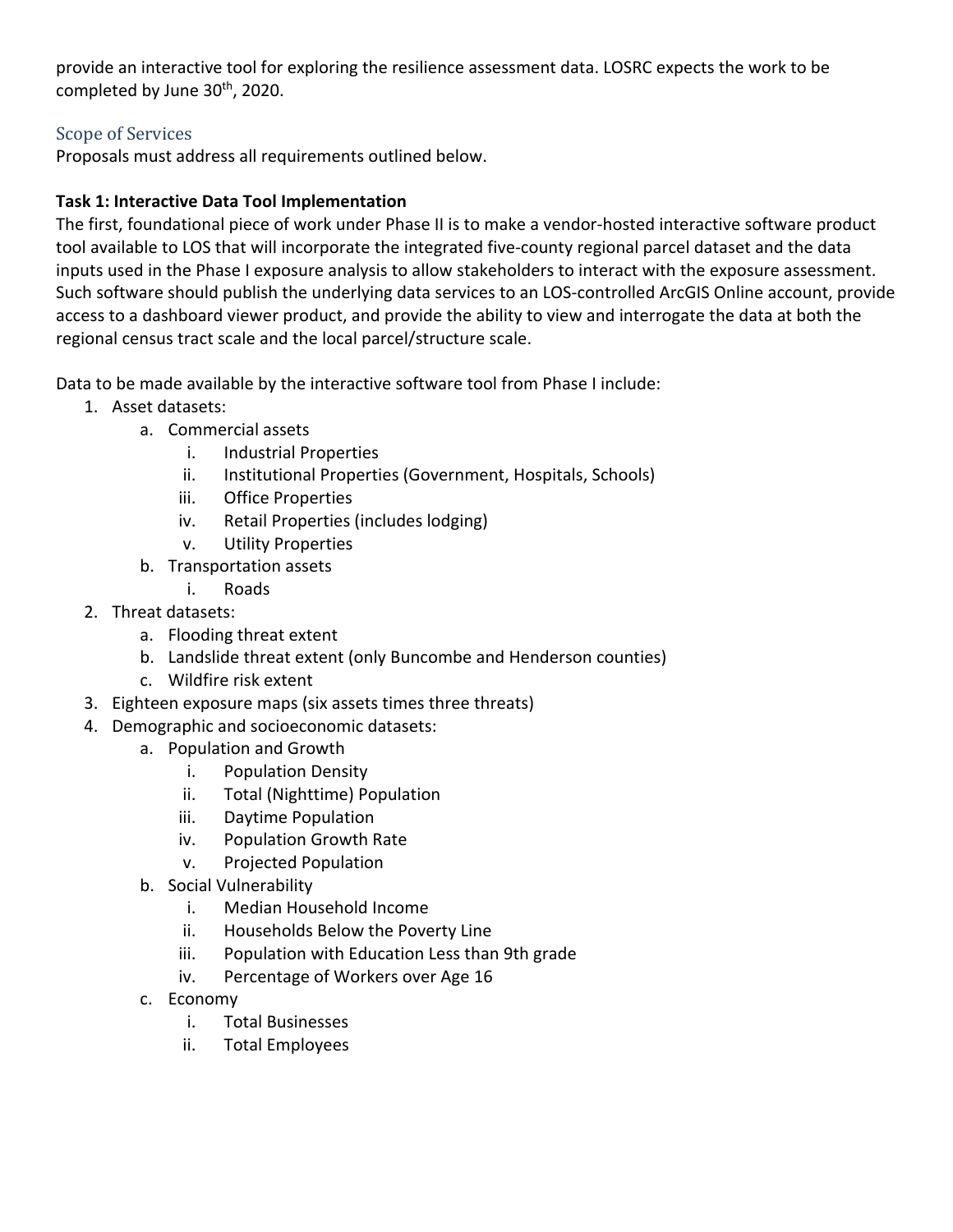provide an interactive tool for exploring the resilience assessment data. LOSRC expects the work to be completed by June 30th, 2020.

## Scope of Services

Proposals must address all requirements outlined below.

**Task 1: Interactive Data Tool Implementation**

The first, foundational piece of work under Phase II is to make a vendor-hosted interactive software product tool available to LOS that will incorporate the integrated five-county regional parcel dataset and the data inputs used in the Phase I exposure analysis to allow stakeholders to interact with the exposure assessment. Such software should publish the underlying data services to an LOS-controlled ArcGIS Online account, provide access to a dashboard viewer product, and provide the ability to view and interrogate the data at both the regional census tract scale and the local parcel/structure scale.

Data to be made available by the interactive software tool from Phase I include:

1. Asset datasets:
    a. Commercial assets
        i. Industrial Properties
        ii. Institutional Properties (Government, Hospitals, Schools)
        iii. Office Properties
        iv. Retail Properties (includes lodging)
        v. Utility Properties
    b. Transportation assets
        i. Roads
2. Threat datasets:
    a. Flooding threat extent
    b. Landslide threat extent (only Buncombe and Henderson counties)
    c. Wildfire risk extent
3. Eighteen exposure maps (six assets times three threats)
4. Demographic and socioeconomic datasets:
    a. Population and Growth
        i. Population Density
        ii. Total (Nighttime) Population
        iii. Daytime Population
        iv. Population Growth Rate
        v. Projected Population
    b. Social Vulnerability
        i. Median Household Income
        ii. Households Below the Poverty Line
        iii. Population with Education Less than 9th grade
        iv. Percentage of Workers over Age 16
    c. Economy
        i. Total Businesses
        ii. Total Employees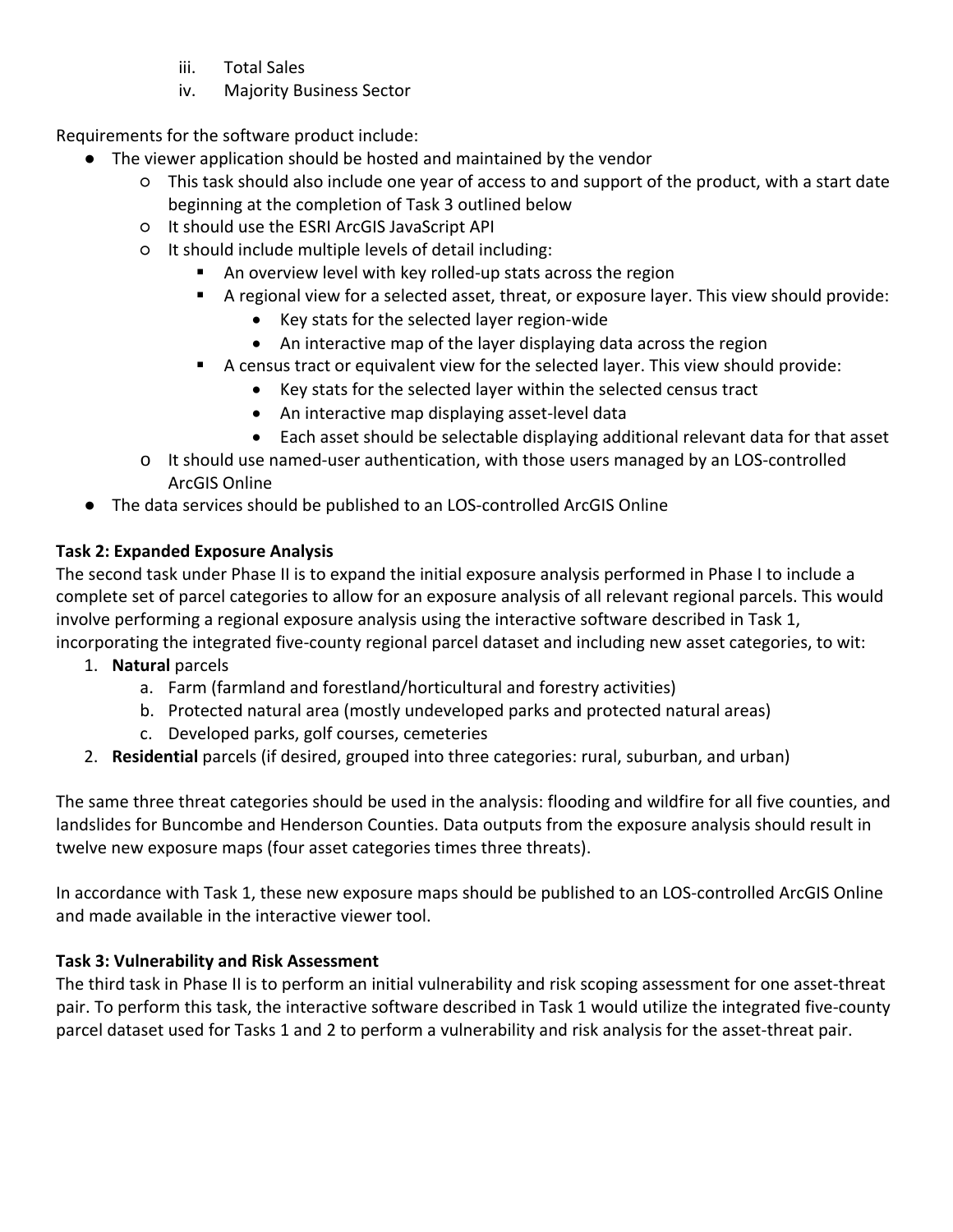iii. Total Sales
   iv. Majority Business Sector

Requirements for the software product include:

- The viewer application should be hosted and maintained by the vendor
  - This task should also include one year of access to and support of the product, with a start date beginning at the completion of Task 3 outlined below
  - It should use the ESRI ArcGIS JavaScript API
  - It should include multiple levels of detail including:
    - An overview level with key rolled-up stats across the region
    - A regional view for a selected asset, threat, or exposure layer. This view should provide:
      - Key stats for the selected layer region-wide
      - An interactive map of the layer displaying data across the region
    - A census tract or equivalent view for the selected layer. This view should provide:
      - Key stats for the selected layer within the selected census tract
      - An interactive map displaying asset-level data
      - Each asset should be selectable displaying additional relevant data for that asset
  - It should use named-user authentication, with those users managed by an LOS-controlled ArcGIS Online
- The data services should be published to an LOS-controlled ArcGIS Online

**Task 2: Expanded Exposure Analysis**

The second task under Phase II is to expand the initial exposure analysis performed in Phase I to include a complete set of parcel categories to allow for an exposure analysis of all relevant regional parcels. This would involve performing a regional exposure analysis using the interactive software described in Task 1, incorporating the integrated five-county regional parcel dataset and including new asset categories, to wit:

1. **Natural** parcels
   a. Farm (farmland and forestland/horticultural and forestry activities)
   b. Protected natural area (mostly undeveloped parks and protected natural areas)
   c. Developed parks, golf courses, cemeteries
2. **Residential** parcels (if desired, grouped into three categories: rural, suburban, and urban)

The same three threat categories should be used in the analysis: flooding and wildfire for all five counties, and landslides for Buncombe and Henderson Counties. Data outputs from the exposure analysis should result in twelve new exposure maps (four asset categories times three threats).

In accordance with Task 1, these new exposure maps should be published to an LOS-controlled ArcGIS Online and made available in the interactive viewer tool.

**Task 3: Vulnerability and Risk Assessment**

The third task in Phase II is to perform an initial vulnerability and risk scoping assessment for one asset-threat pair. To perform this task, the interactive software described in Task 1 would utilize the integrated five-county parcel dataset used for Tasks 1 and 2 to perform a vulnerability and risk analysis for the asset-threat pair.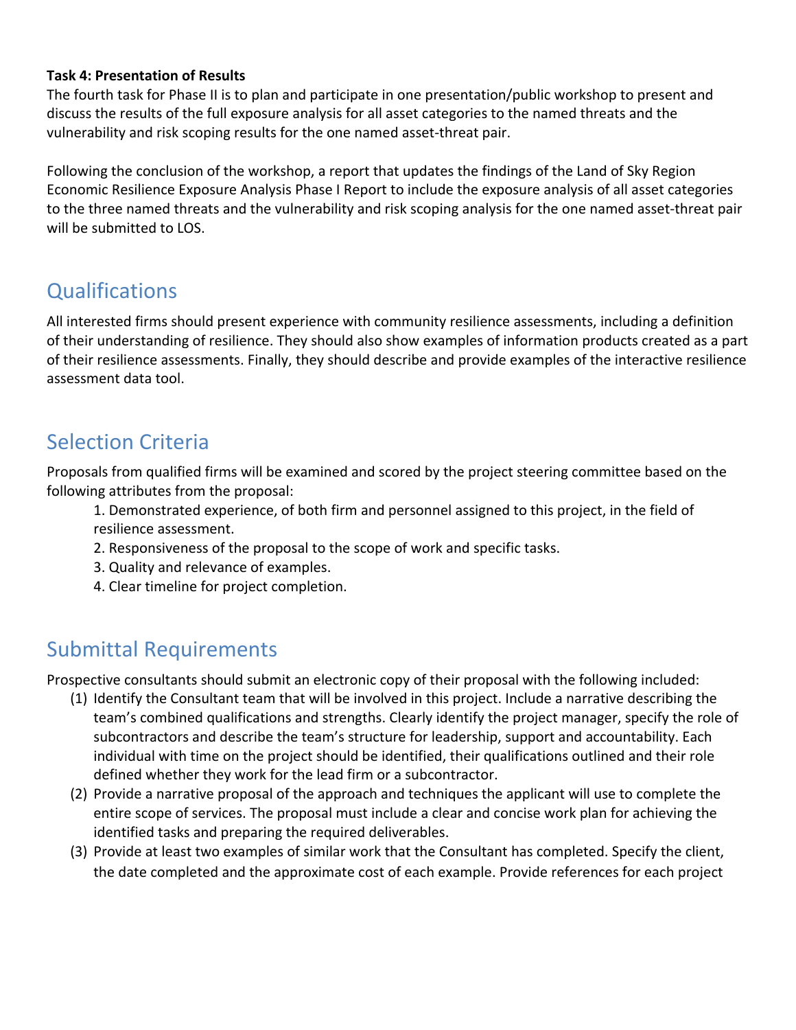**Task 4: Presentation of Results**

The fourth task for Phase II is to plan and participate in one presentation/public workshop to present and discuss the results of the full exposure analysis for all asset categories to the named threats and the vulnerability and risk scoping results for the one named asset-threat pair.

Following the conclusion of the workshop, a report that updates the findings of the Land of Sky Region Economic Resilience Exposure Analysis Phase I Report to include the exposure analysis of all asset categories to the three named threats and the vulnerability and risk scoping analysis for the one named asset-threat pair will be submitted to LOS.

## Qualifications

All interested firms should present experience with community resilience assessments, including a definition of their understanding of resilience. They should also show examples of information products created as a part of their resilience assessments. Finally, they should describe and provide examples of the interactive resilience assessment data tool.

## Selection Criteria

Proposals from qualified firms will be examined and scored by the project steering committee based on the following attributes from the proposal:

1. Demonstrated experience, of both firm and personnel assigned to this project, in the field of resilience assessment.
2. Responsiveness of the proposal to the scope of work and specific tasks.
3. Quality and relevance of examples.
4. Clear timeline for project completion.

## Submittal Requirements

Prospective consultants should submit an electronic copy of their proposal with the following included:

(1) Identify the Consultant team that will be involved in this project. Include a narrative describing the team's combined qualifications and strengths. Clearly identify the project manager, specify the role of subcontractors and describe the team's structure for leadership, support and accountability. Each individual with time on the project should be identified, their qualifications outlined and their role defined whether they work for the lead firm or a subcontractor.

(2) Provide a narrative proposal of the approach and techniques the applicant will use to complete the entire scope of services. The proposal must include a clear and concise work plan for achieving the identified tasks and preparing the required deliverables.

(3) Provide at least two examples of similar work that the Consultant has completed. Specify the client, the date completed and the approximate cost of each example. Provide references for each project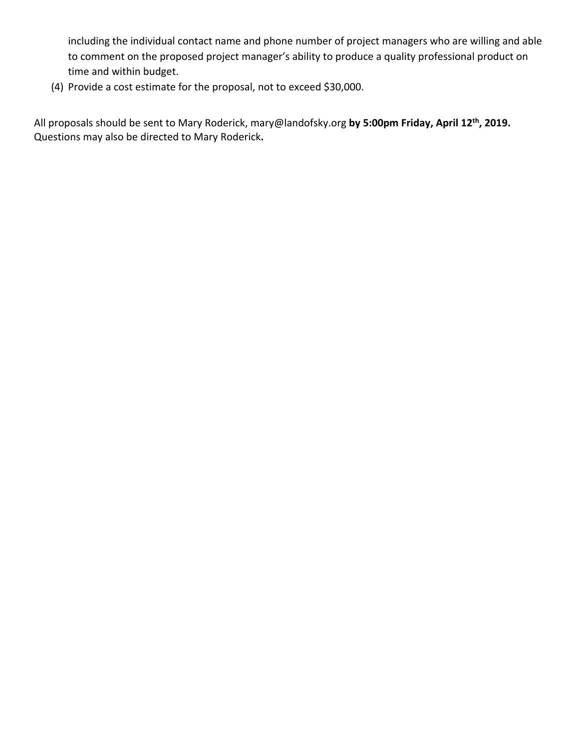including the individual contact name and phone number of project managers who are willing and able to comment on the proposed project manager's ability to produce a quality professional product on time and within budget.

(4) Provide a cost estimate for the proposal, not to exceed $30,000.

All proposals should be sent to Mary Roderick, mary@landofsky.org **by 5:00pm Friday, April 12th, 2019.** Questions may also be directed to Mary Roderick**.**